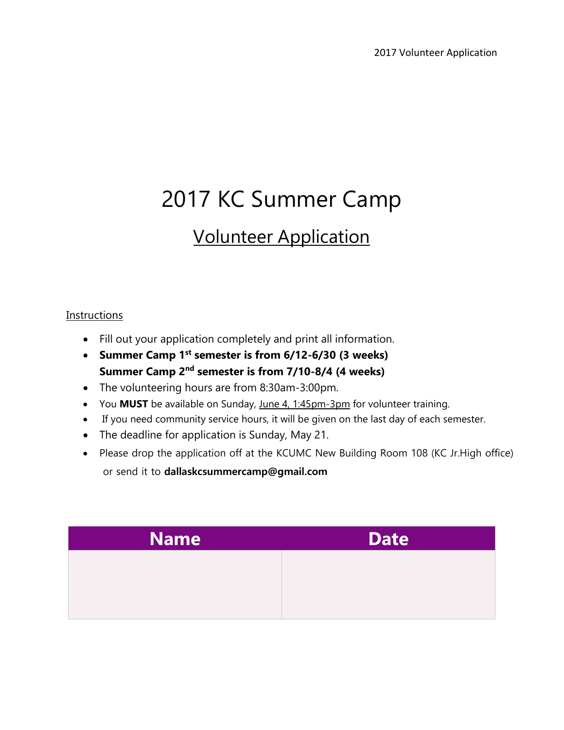# 2017 KC Summer Camp

## Volunteer Application

Instructions

- Fill out your application completely and print all information.
- **Summer Camp 1st semester is from 6/12-6/30 (3 weeks)**
  **Summer Camp 2nd semester is from 7/10-8/4 (4 weeks)**
- The volunteering hours are from 8:30am-3:00pm.
- You **MUST** be available on Sunday, June 4, 1:45pm-3pm for volunteer training.
- If you need community service hours, it will be given on the last day of each semester.
- The deadline for application is Sunday, May 21.
- Please drop the application off at the KCUMC New Building Room 108 (KC Jr.High office) or send it to **dallaskcsummercamp@gmail.com**

| Name | Date |
| --- | --- |
| | |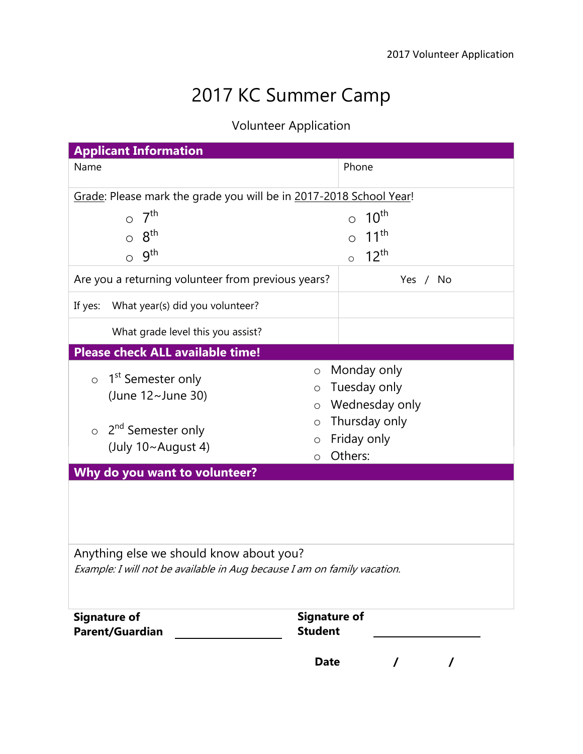# 2017 KC Summer Camp

Volunteer Application

## Applicant Information

| | |
|---|---|
| Name | Phone |

Grade: Please mark the grade you will be in 2017-2018 School Year!

- ○ 7th
- ○ 8th
- ○ 9th
- ○ 10th
- ○ 11th
- ○ 12th

| | |
|---|---|
| Are you a returning volunteer from previous years? | Yes / No |
| If yes: What year(s) did you volunteer? | |
| What grade level this you assist? | |

## Please check ALL available time!

- ○ 1st Semester only (June 12~June 30)
- ○ 2nd Semester only (July 10~August 4)

- ○ Monday only
- ○ Tuesday only
- ○ Wednesday only
- ○ Thursday only
- ○ Friday only
- ○ Others:

## Why do you want to volunteer?

Anything else we should know about you?

*Example: I will not be available in Aug because I am on family vacation.*

**Signature of Parent/Guardian** ________________

**Signature of Student** ________________

**Date** / /